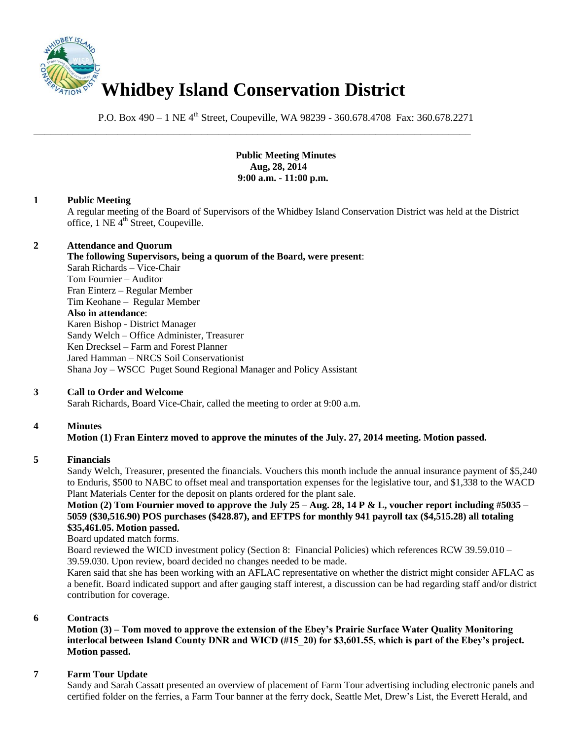# Whidbey Island Conservation District

P.O. Box 490 – 1 NE 4th Street, Coupeville, WA 98239 - 360.678.4708 Fax: 360.678.2271

**Public Meeting Minutes**
**Aug, 28, 2014**
**9:00 a.m. - 11:00 p.m.**

## 1 Public Meeting

A regular meeting of the Board of Supervisors of the Whidbey Island Conservation District was held at the District office, 1 NE 4th Street, Coupeville.

## 2 Attendance and Quorum

**The following Supervisors, being a quorum of the Board, were present**:
Sarah Richards – Vice-Chair
Tom Fournier – Auditor
Fran Einterz – Regular Member
Tim Keohane – Regular Member
**Also in attendance**:
Karen Bishop - District Manager
Sandy Welch – Office Administer, Treasurer
Ken Drecksel – Farm and Forest Planner
Jared Hamman – NRCS Soil Conservationist
Shana Joy – WSCC Puget Sound Regional Manager and Policy Assistant

## 3 Call to Order and Welcome

Sarah Richards, Board Vice-Chair, called the meeting to order at 9:00 a.m.

## 4 Minutes

**Motion (1) Fran Einterz moved to approve the minutes of the July. 27, 2014 meeting. Motion passed.**

## 5 Financials

Sandy Welch, Treasurer, presented the financials. Vouchers this month include the annual insurance payment of $5,240 to Enduris, $500 to NABC to offset meal and transportation expenses for the legislative tour, and $1,338 to the WACD Plant Materials Center for the deposit on plants ordered for the plant sale.

**Motion (2) Tom Fournier moved to approve the July 25 – Aug. 28, 14 P & L, voucher report including #5035 – 5059 ($30,516.90) POS purchases ($428.87), and EFTPS for monthly 941 payroll tax ($4,515.28) all totaling $35,461.05. Motion passed.**

Board updated match forms.

Board reviewed the WICD investment policy (Section 8: Financial Policies) which references RCW 39.59.010 – 39.59.030. Upon review, board decided no changes needed to be made.

Karen said that she has been working with an AFLAC representative on whether the district might consider AFLAC as a benefit. Board indicated support and after gauging staff interest, a discussion can be had regarding staff and/or district contribution for coverage.

## 6 Contracts

**Motion (3) – Tom moved to approve the extension of the Ebey's Prairie Surface Water Quality Monitoring interlocal between Island County DNR and WICD (#15_20) for $3,601.55, which is part of the Ebey's project. Motion passed.**

## 7 Farm Tour Update

Sandy and Sarah Cassatt presented an overview of placement of Farm Tour advertising including electronic panels and certified folder on the ferries, a Farm Tour banner at the ferry dock, Seattle Met, Drew's List, the Everett Herald, and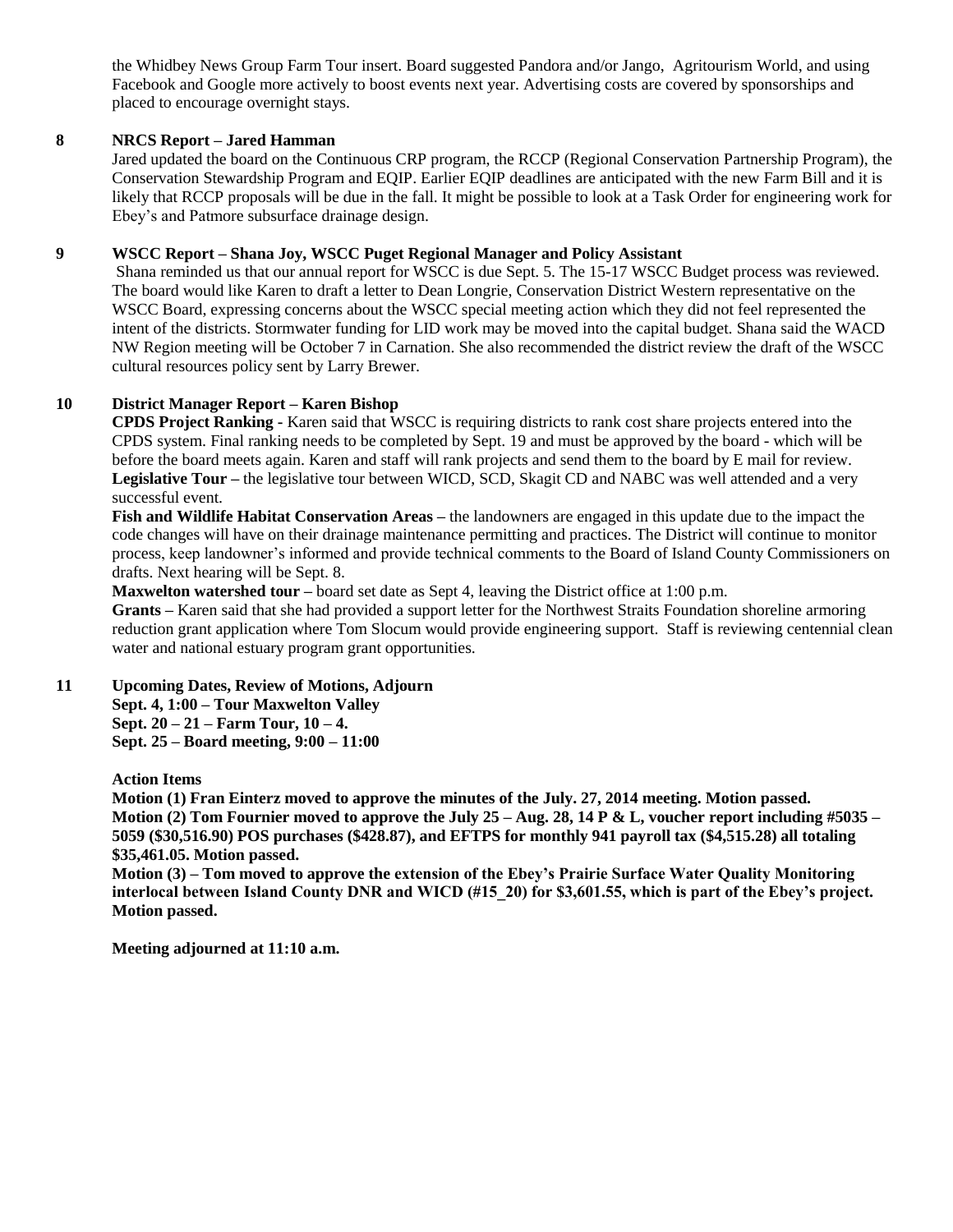the Whidbey News Group Farm Tour insert. Board suggested Pandora and/or Jango, Agritourism World, and using Facebook and Google more actively to boost events next year. Advertising costs are covered by sponsorships and placed to encourage overnight stays.

**8 NRCS Report – Jared Hamman**

Jared updated the board on the Continuous CRP program, the RCCP (Regional Conservation Partnership Program), the Conservation Stewardship Program and EQIP. Earlier EQIP deadlines are anticipated with the new Farm Bill and it is likely that RCCP proposals will be due in the fall. It might be possible to look at a Task Order for engineering work for Ebey's and Patmore subsurface drainage design.

**9 WSCC Report – Shana Joy, WSCC Puget Regional Manager and Policy Assistant**

Shana reminded us that our annual report for WSCC is due Sept. 5. The 15-17 WSCC Budget process was reviewed. The board would like Karen to draft a letter to Dean Longrie, Conservation District Western representative on the WSCC Board, expressing concerns about the WSCC special meeting action which they did not feel represented the intent of the districts. Stormwater funding for LID work may be moved into the capital budget. Shana said the WACD NW Region meeting will be October 7 in Carnation. She also recommended the district review the draft of the WSCC cultural resources policy sent by Larry Brewer.

**10 District Manager Report – Karen Bishop**

**CPDS Project Ranking -** Karen said that WSCC is requiring districts to rank cost share projects entered into the CPDS system. Final ranking needs to be completed by Sept. 19 and must be approved by the board - which will be before the board meets again. Karen and staff will rank projects and send them to the board by E mail for review.

**Legislative Tour –** the legislative tour between WICD, SCD, Skagit CD and NABC was well attended and a very successful event.

**Fish and Wildlife Habitat Conservation Areas –** the landowners are engaged in this update due to the impact the code changes will have on their drainage maintenance permitting and practices. The District will continue to monitor process, keep landowner's informed and provide technical comments to the Board of Island County Commissioners on drafts. Next hearing will be Sept. 8.

**Maxwelton watershed tour –** board set date as Sept 4, leaving the District office at 1:00 p.m.

**Grants –** Karen said that she had provided a support letter for the Northwest Straits Foundation shoreline armoring reduction grant application where Tom Slocum would provide engineering support. Staff is reviewing centennial clean water and national estuary program grant opportunities.

**11 Upcoming Dates, Review of Motions, Adjourn**

**Sept. 4, 1:00 – Tour Maxwelton Valley**
**Sept. 20 – 21 – Farm Tour, 10 – 4.**
**Sept. 25 – Board meeting, 9:00 – 11:00**

**Action Items**

**Motion (1) Fran Einterz moved to approve the minutes of the July. 27, 2014 meeting. Motion passed.**
**Motion (2) Tom Fournier moved to approve the July 25 – Aug. 28, 14 P & L, voucher report including #5035 – 5059 ($30,516.90) POS purchases ($428.87), and EFTPS for monthly 941 payroll tax ($4,515.28) all totaling $35,461.05. Motion passed.**
**Motion (3) – Tom moved to approve the extension of the Ebey's Prairie Surface Water Quality Monitoring interlocal between Island County DNR and WICD (#15_20) for $3,601.55, which is part of the Ebey's project. Motion passed.**

**Meeting adjourned at 11:10 a.m.**